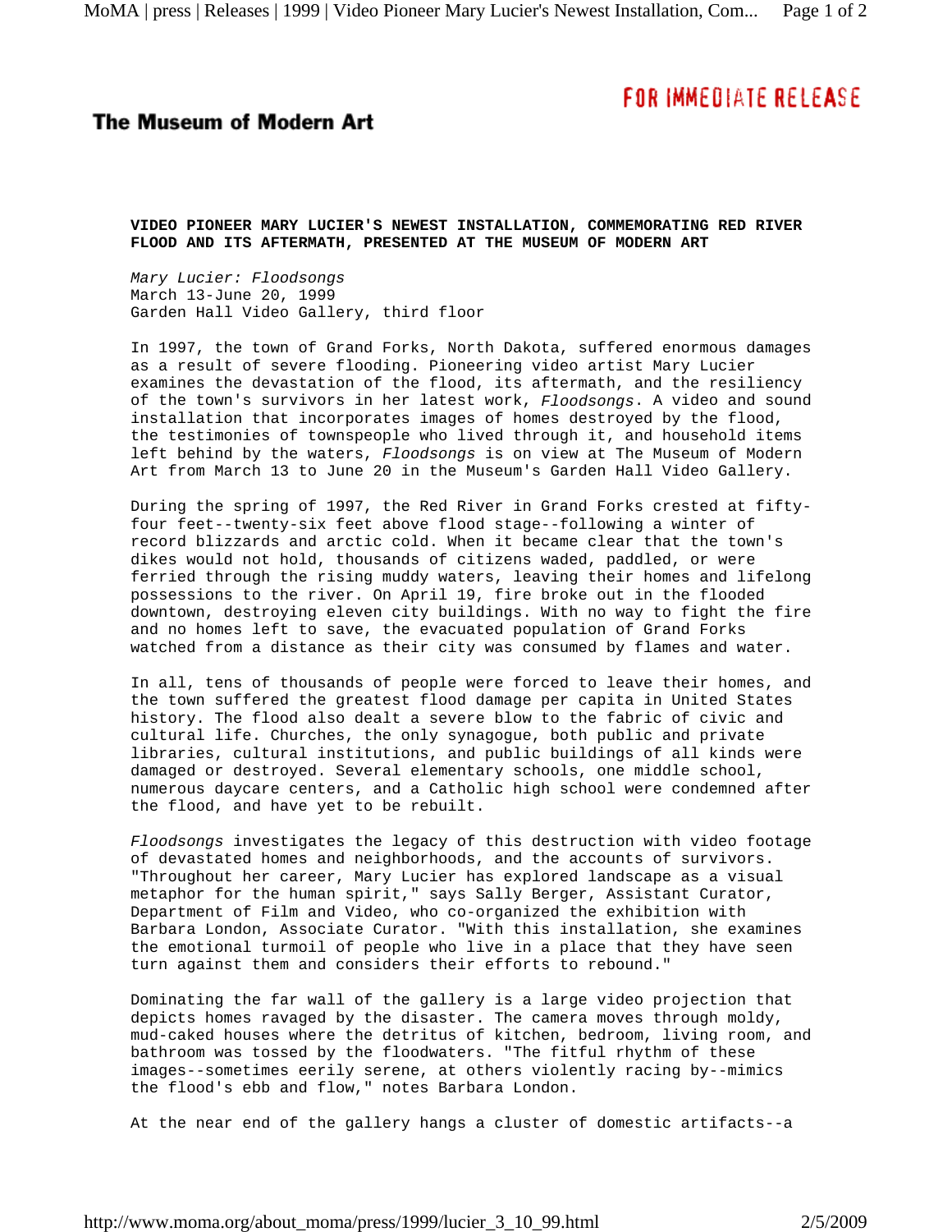**The Museum of Modern Art**

FOR IMMEDIATE RELEASE

# VIDEO PIONEER MARY LUCIER'S NEWEST INSTALLATION, COMMEMORATING RED RIVER FLOOD AND ITS AFTERMATH, PRESENTED AT THE MUSEUM OF MODERN ART

*Mary Lucier: Floodsongs*
March 13-June 20, 1999
Garden Hall Video Gallery, third floor

In 1997, the town of Grand Forks, North Dakota, suffered enormous damages as a result of severe flooding. Pioneering video artist Mary Lucier examines the devastation of the flood, its aftermath, and the resiliency of the town's survivors in her latest work, *Floodsongs*. A video and sound installation that incorporates images of homes destroyed by the flood, the testimonies of townspeople who lived through it, and household items left behind by the waters, *Floodsongs* is on view at The Museum of Modern Art from March 13 to June 20 in the Museum's Garden Hall Video Gallery.

During the spring of 1997, the Red River in Grand Forks crested at fifty-four feet--twenty-six feet above flood stage--following a winter of record blizzards and arctic cold. When it became clear that the town's dikes would not hold, thousands of citizens waded, paddled, or were ferried through the rising muddy waters, leaving their homes and lifelong possessions to the river. On April 19, fire broke out in the flooded downtown, destroying eleven city buildings. With no way to fight the fire and no homes left to save, the evacuated population of Grand Forks watched from a distance as their city was consumed by flames and water.

In all, tens of thousands of people were forced to leave their homes, and the town suffered the greatest flood damage per capita in United States history. The flood also dealt a severe blow to the fabric of civic and cultural life. Churches, the only synagogue, both public and private libraries, cultural institutions, and public buildings of all kinds were damaged or destroyed. Several elementary schools, one middle school, numerous daycare centers, and a Catholic high school were condemned after the flood, and have yet to be rebuilt.

*Floodsongs* investigates the legacy of this destruction with video footage of devastated homes and neighborhoods, and the accounts of survivors. "Throughout her career, Mary Lucier has explored landscape as a visual metaphor for the human spirit," says Sally Berger, Assistant Curator, Department of Film and Video, who co-organized the exhibition with Barbara London, Associate Curator. "With this installation, she examines the emotional turmoil of people who live in a place that they have seen turn against them and considers their efforts to rebound."

Dominating the far wall of the gallery is a large video projection that depicts homes ravaged by the disaster. The camera moves through moldy, mud-caked houses where the detritus of kitchen, bedroom, living room, and bathroom was tossed by the floodwaters. "The fitful rhythm of these images--sometimes eerily serene, at others violently racing by--mimics the flood's ebb and flow," notes Barbara London.

At the near end of the gallery hangs a cluster of domestic artifacts--a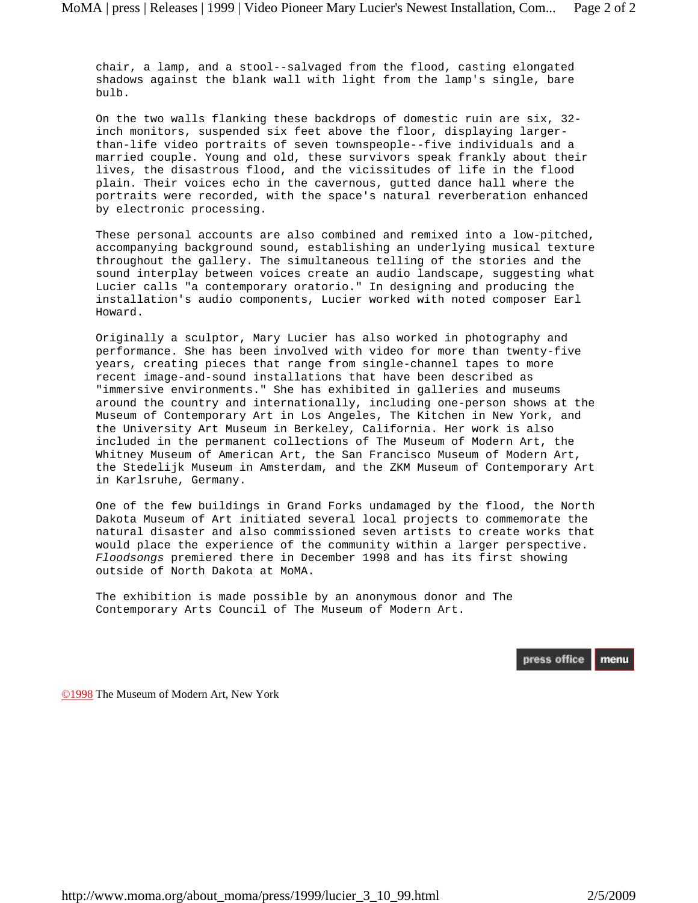chair, a lamp, and a stool--salvaged from the flood, casting elongated shadows against the blank wall with light from the lamp's single, bare bulb.

On the two walls flanking these backdrops of domestic ruin are six, 32-inch monitors, suspended six feet above the floor, displaying larger-than-life video portraits of seven townspeople--five individuals and a married couple. Young and old, these survivors speak frankly about their lives, the disastrous flood, and the vicissitudes of life in the flood plain. Their voices echo in the cavernous, gutted dance hall where the portraits were recorded, with the space's natural reverberation enhanced by electronic processing.

These personal accounts are also combined and remixed into a low-pitched, accompanying background sound, establishing an underlying musical texture throughout the gallery. The simultaneous telling of the stories and the sound interplay between voices create an audio landscape, suggesting what Lucier calls "a contemporary oratorio." In designing and producing the installation's audio components, Lucier worked with noted composer Earl Howard.

Originally a sculptor, Mary Lucier has also worked in photography and performance. She has been involved with video for more than twenty-five years, creating pieces that range from single-channel tapes to more recent image-and-sound installations that have been described as "immersive environments." She has exhibited in galleries and museums around the country and internationally, including one-person shows at the Museum of Contemporary Art in Los Angeles, The Kitchen in New York, and the University Art Museum in Berkeley, California. Her work is also included in the permanent collections of The Museum of Modern Art, the Whitney Museum of American Art, the San Francisco Museum of Modern Art, the Stedelijk Museum in Amsterdam, and the ZKM Museum of Contemporary Art in Karlsruhe, Germany.

One of the few buildings in Grand Forks undamaged by the flood, the North Dakota Museum of Art initiated several local projects to commemorate the natural disaster and also commissioned seven artists to create works that would place the experience of the community within a larger perspective. *Floodsongs* premiered there in December 1998 and has its first showing outside of North Dakota at MoMA.

The exhibition is made possible by an anonymous donor and The Contemporary Arts Council of The Museum of Modern Art.

press office | menu

©1998 The Museum of Modern Art, New York